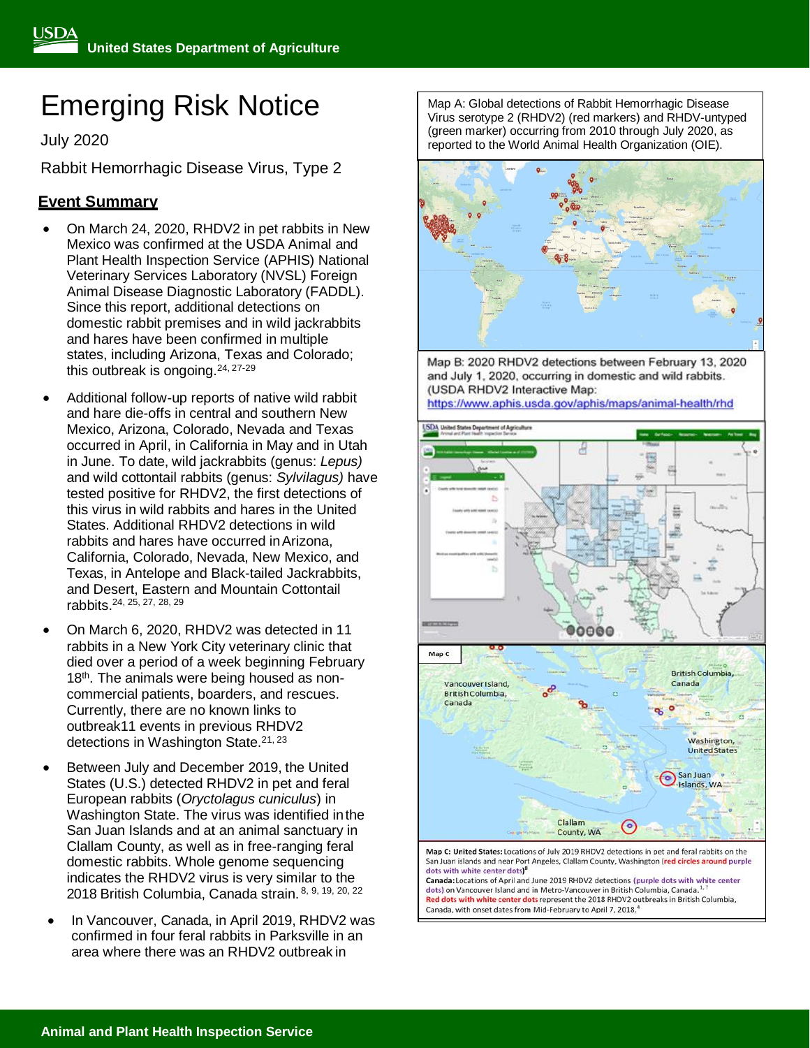# Emerging Risk Notice

July 2020

Rabbit Hemorrhagic Disease Virus, Type 2

## Event Summary

- On March 24, 2020, RHDV2 in pet rabbits in New Mexico was confirmed at the USDA Animal and Plant Health Inspection Service (APHIS) National Veterinary Services Laboratory (NVSL) Foreign Animal Disease Diagnostic Laboratory (FADDL). Since this report, additional detections on domestic rabbit premises and in wild jackrabbits and hares have been confirmed in multiple states, including Arizona, Texas and Colorado; this outbreak is ongoing.[24, 27-29]
- Additional follow-up reports of native wild rabbit and hare die-offs in central and southern New Mexico, Arizona, Colorado, Nevada and Texas occurred in April, in California in May and in Utah in June. To date, wild jackrabbits (genus: *Lepus)* and wild cottontail rabbits (genus: *Sylvilagus)* have tested positive for RHDV2, the first detections of this virus in wild rabbits and hares in the United States. Additional RHDV2 detections in wild rabbits and hares have occurred in Arizona, California, Colorado, Nevada, New Mexico, and Texas, in Antelope and Black-tailed Jackrabbits, and Desert, Eastern and Mountain Cottontail rabbits.[24, 25, 27, 28, 29]
- On March 6, 2020, RHDV2 was detected in 11 rabbits in a New York City veterinary clinic that died over a period of a week beginning February 18th. The animals were being housed as non-commercial patients, boarders, and rescues. Currently, there are no known links to outbreak11 events in previous RHDV2 detections in Washington State.[21, 23]
- Between July and December 2019, the United States (U.S.) detected RHDV2 in pet and feral European rabbits (*Oryctolagus cuniculus*) in Washington State. The virus was identified in the San Juan Islands and at an animal sanctuary in Clallam County, as well as in free-ranging feral domestic rabbits. Whole genome sequencing indicates the RHDV2 virus is very similar to the 2018 British Columbia, Canada strain.[8, 9, 19, 20, 22]
- In Vancouver, Canada, in April 2019, RHDV2 was confirmed in four feral rabbits in Parksville in an area where there was an RHDV2 outbreak in

Map A: Global detections of Rabbit Hemorrhagic Disease Virus serotype 2 (RHDV2) (red markers) and RHDV-untyped (green marker) occurring from 2010 through July 2020, as reported to the World Animal Health Organization (OIE).

Map B: 2020 RHDV2 detections between February 13, 2020 and July 1, 2020, occurring in domestic and wild rabbits. (USDA RHDV2 Interactive Map: https://www.aphis.usda.gov/aphis/maps/animal-health/rhd

Map C: **United States:** Locations of July 2019 RHDV2 detections in pet and feral rabbits on the San Juan islands and near Port Angeles, Clallam County, Washington (red circles around purple dots with white center dots)[8]
**Canada:** Locations of April and June 2019 RHDV2 detections (purple dots with white center dots) on Vancouver Island and in Metro-Vancouver in British Columbia, Canada.[1,7]
Red dots with white center dots represent the 2018 RHDV2 outbreaks in British Columbia, Canada, with onset dates from Mid-February to April 7, 2018.[4]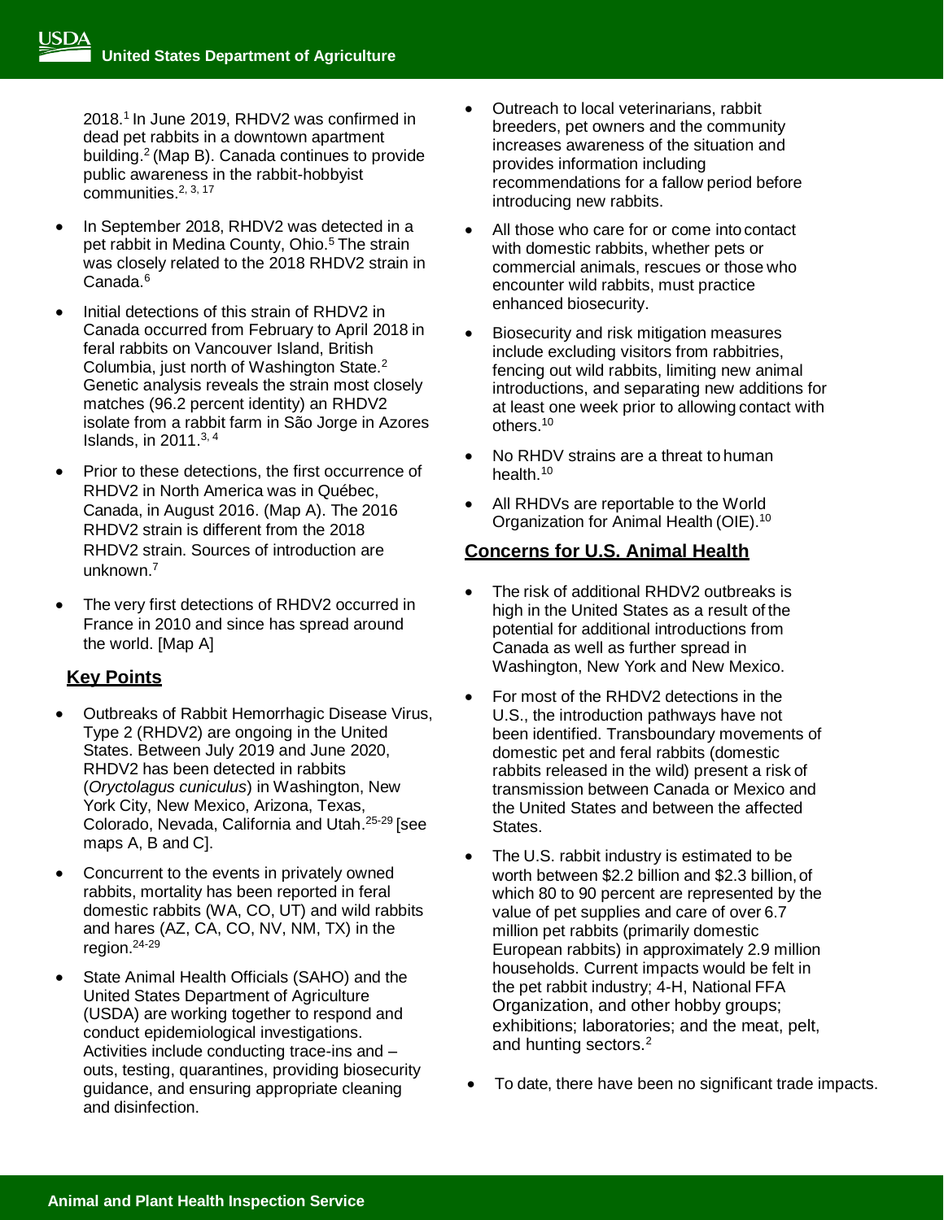2018.[1] In June 2019, RHDV2 was confirmed in dead pet rabbits in a downtown apartment building.[2] (Map B). Canada continues to provide public awareness in the rabbit-hobbyist communities.[2, 3, 17]

- In September 2018, RHDV2 was detected in a pet rabbit in Medina County, Ohio.[5] The strain was closely related to the 2018 RHDV2 strain in Canada.[6]
- Initial detections of this strain of RHDV2 in Canada occurred from February to April 2018 in feral rabbits on Vancouver Island, British Columbia, just north of Washington State.[2] Genetic analysis reveals the strain most closely matches (96.2 percent identity) an RHDV2 isolate from a rabbit farm in São Jorge in Azores Islands, in 2011.[3, 4]
- Prior to these detections, the first occurrence of RHDV2 in North America was in Québec, Canada, in August 2016. (Map A). The 2016 RHDV2 strain is different from the 2018 RHDV2 strain. Sources of introduction are unknown.[7]
- The very first detections of RHDV2 occurred in France in 2010 and since has spread around the world. [Map A]

## Key Points

- Outbreaks of Rabbit Hemorrhagic Disease Virus, Type 2 (RHDV2) are ongoing in the United States. Between July 2019 and June 2020, RHDV2 has been detected in rabbits (*Oryctolagus cuniculus*) in Washington, New York City, New Mexico, Arizona, Texas, Colorado, Nevada, California and Utah.[25-29] [see maps A, B and C].
- Concurrent to the events in privately owned rabbits, mortality has been reported in feral domestic rabbits (WA, CO, UT) and wild rabbits and hares (AZ, CA, CO, NV, NM, TX) in the region.[24-29]
- State Animal Health Officials (SAHO) and the United States Department of Agriculture (USDA) are working together to respond and conduct epidemiological investigations. Activities include conducting trace-ins and –outs, testing, quarantines, providing biosecurity guidance, and ensuring appropriate cleaning and disinfection.
- Outreach to local veterinarians, rabbit breeders, pet owners and the community increases awareness of the situation and provides information including recommendations for a fallow period before introducing new rabbits.
- All those who care for or come into contact with domestic rabbits, whether pets or commercial animals, rescues or those who encounter wild rabbits, must practice enhanced biosecurity.
- Biosecurity and risk mitigation measures include excluding visitors from rabbitries, fencing out wild rabbits, limiting new animal introductions, and separating new additions for at least one week prior to allowing contact with others.[10]
- No RHDV strains are a threat to human health.[10]
- All RHDVs are reportable to the World Organization for Animal Health (OIE).[10]

## Concerns for U.S. Animal Health

- The risk of additional RHDV2 outbreaks is high in the United States as a result of the potential for additional introductions from Canada as well as further spread in Washington, New York and New Mexico.
- For most of the RHDV2 detections in the U.S., the introduction pathways have not been identified. Transboundary movements of domestic pet and feral rabbits (domestic rabbits released in the wild) present a risk of transmission between Canada or Mexico and the United States and between the affected States.
- The U.S. rabbit industry is estimated to be worth between \$2.2 billion and \$2.3 billion, of which 80 to 90 percent are represented by the value of pet supplies and care of over 6.7 million pet rabbits (primarily domestic European rabbits) in approximately 2.9 million households. Current impacts would be felt in the pet rabbit industry; 4-H, National FFA Organization, and other hobby groups; exhibitions; laboratories; and the meat, pelt, and hunting sectors.[2]
- To date, there have been no significant trade impacts.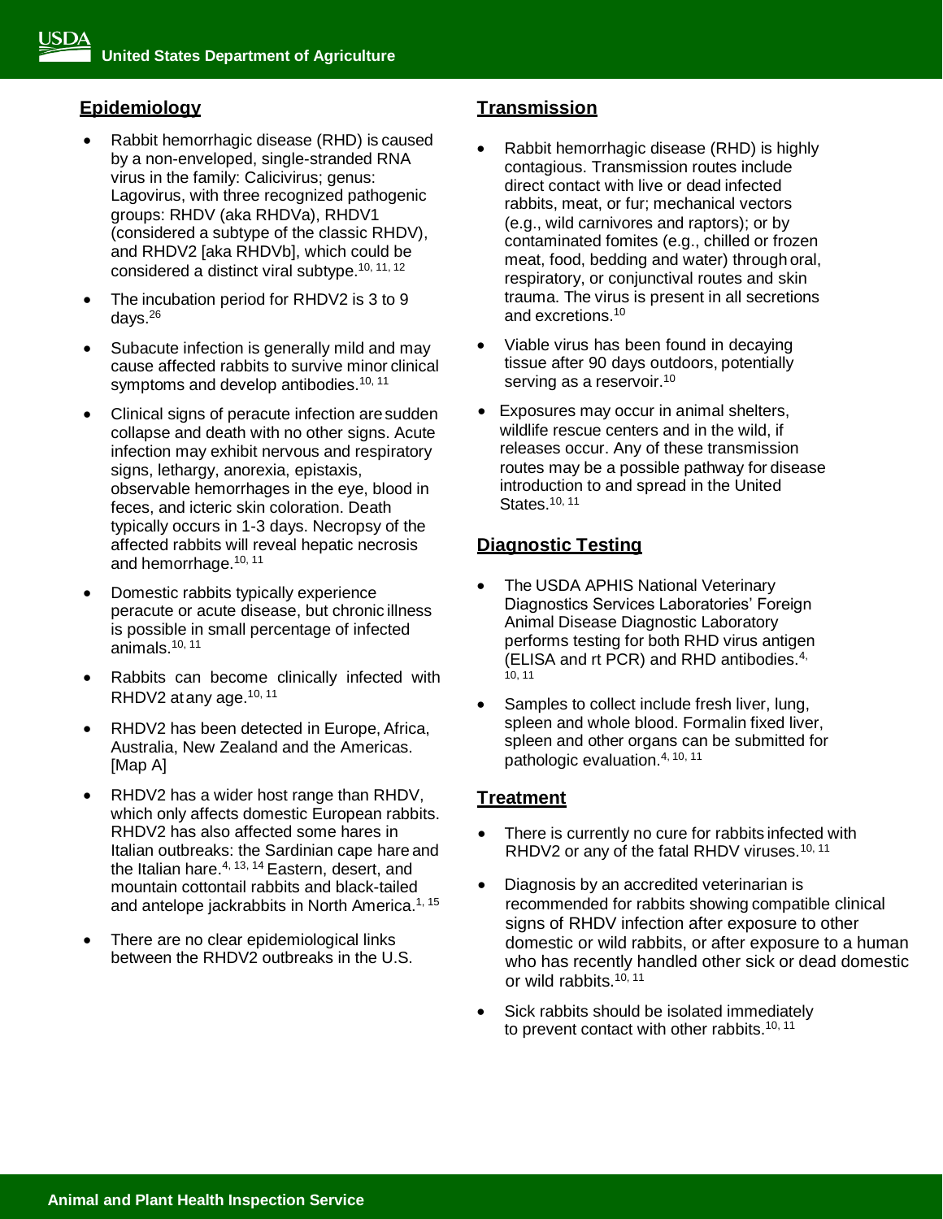## Epidemiology

- Rabbit hemorrhagic disease (RHD) is caused by a non-enveloped, single-stranded RNA virus in the family: Calicivirus; genus: Lagovirus, with three recognized pathogenic groups: RHDV (aka RHDVa), RHDV1 (considered a subtype of the classic RHDV), and RHDV2 [aka RHDVb], which could be considered a distinct viral subtype.[10, 11, 12]
- The incubation period for RHDV2 is 3 to 9 days.[26]
- Subacute infection is generally mild and may cause affected rabbits to survive minor clinical symptoms and develop antibodies.[10, 11]
- Clinical signs of peracute infection are sudden collapse and death with no other signs. Acute infection may exhibit nervous and respiratory signs, lethargy, anorexia, epistaxis, observable hemorrhages in the eye, blood in feces, and icteric skin coloration. Death typically occurs in 1-3 days. Necropsy of the affected rabbits will reveal hepatic necrosis and hemorrhage.[10, 11]
- Domestic rabbits typically experience peracute or acute disease, but chronic illness is possible in small percentage of infected animals.[10, 11]
- Rabbits can become clinically infected with RHDV2 at any age.[10, 11]
- RHDV2 has been detected in Europe, Africa, Australia, New Zealand and the Americas. [Map A]
- RHDV2 has a wider host range than RHDV, which only affects domestic European rabbits. RHDV2 has also affected some hares in Italian outbreaks: the Sardinian cape hare and the Italian hare.[4, 13, 14] Eastern, desert, and mountain cottontail rabbits and black-tailed and antelope jackrabbits in North America.[1, 15]
- There are no clear epidemiological links between the RHDV2 outbreaks in the U.S.

## Transmission

- Rabbit hemorrhagic disease (RHD) is highly contagious. Transmission routes include direct contact with live or dead infected rabbits, meat, or fur; mechanical vectors (e.g., wild carnivores and raptors); or by contaminated fomites (e.g., chilled or frozen meat, food, bedding and water) through oral, respiratory, or conjunctival routes and skin trauma. The virus is present in all secretions and excretions.[10]
- Viable virus has been found in decaying tissue after 90 days outdoors, potentially serving as a reservoir.[10]
- Exposures may occur in animal shelters, wildlife rescue centers and in the wild, if releases occur. Any of these transmission routes may be a possible pathway for disease introduction to and spread in the United States.[10, 11]

## Diagnostic Testing

- The USDA APHIS National Veterinary Diagnostics Services Laboratories' Foreign Animal Disease Diagnostic Laboratory performs testing for both RHD virus antigen (ELISA and rt PCR) and RHD antibodies.[4, 10, 11]
- Samples to collect include fresh liver, lung, spleen and whole blood. Formalin fixed liver, spleen and other organs can be submitted for pathologic evaluation.[4, 10, 11]

## Treatment

- There is currently no cure for rabbits infected with RHDV2 or any of the fatal RHDV viruses.[10, 11]
- Diagnosis by an accredited veterinarian is recommended for rabbits showing compatible clinical signs of RHDV infection after exposure to other domestic or wild rabbits, or after exposure to a human who has recently handled other sick or dead domestic or wild rabbits.[10, 11]
- Sick rabbits should be isolated immediately to prevent contact with other rabbits.[10, 11]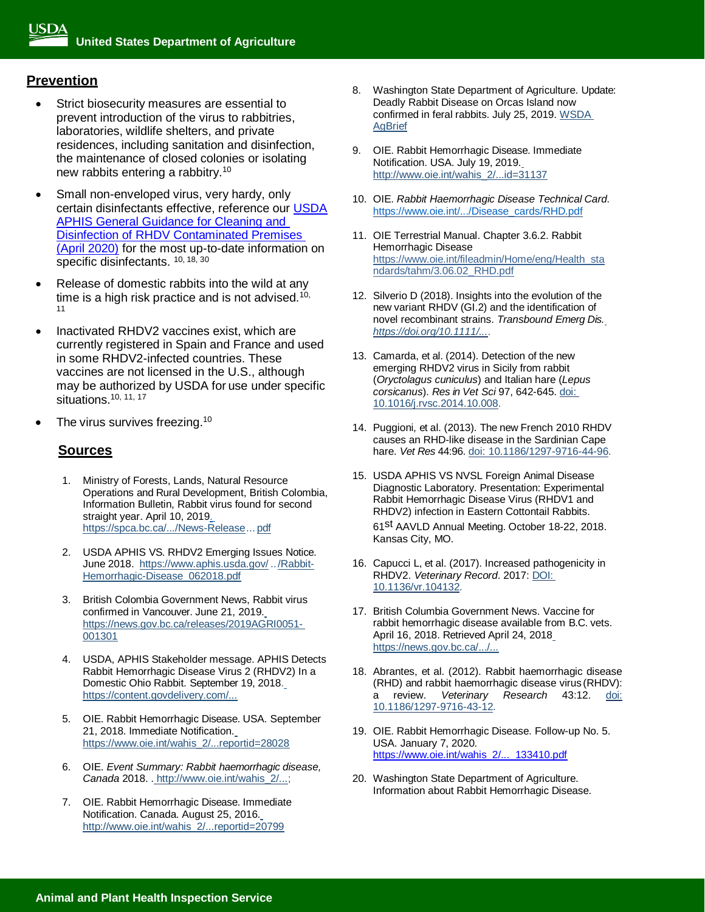## Prevention

- Strict biosecurity measures are essential to prevent introduction of the virus to rabbitries, laboratories, wildlife shelters, and private residences, including sanitation and disinfection, the maintenance of closed colonies or isolating new rabbits entering a rabbitry.[10]
- Small non-enveloped virus, very hardy, only certain disinfectants effective, reference our USDA APHIS General Guidance for Cleaning and Disinfection of RHDV Contaminated Premises (April 2020) for the most up-to-date information on specific disinfectants. [10, 18, 30]
- Release of domestic rabbits into the wild at any time is a high risk practice and is not advised.[10, 11]
- Inactivated RHDV2 vaccines exist, which are currently registered in Spain and France and used in some RHDV2-infected countries. These vaccines are not licensed in the U.S., although may be authorized by USDA for use under specific situations.[10, 11, 17]
- The virus survives freezing.[10]

## Sources

1. Ministry of Forests, Lands, Natural Resource Operations and Rural Development, British Colombia, Information Bulletin, Rabbit virus found for second straight year. April 10, 2019. https://spca.bc.ca/.../News-Release... pdf
2. USDA APHIS VS. RHDV2 Emerging Issues Notice. June 2018. https://www.aphis.usda.gov/../Rabbit-Hemorrhagic-Disease_062018.pdf
3. British Colombia Government News, Rabbit virus confirmed in Vancouver. June 21, 2019. https://news.gov.bc.ca/releases/2019AGRI0051-001301
4. USDA, APHIS Stakeholder message. APHIS Detects Rabbit Hemorrhagic Disease Virus 2 (RHDV2) In a Domestic Ohio Rabbit. September 19, 2018. https://content.govdelivery.com/...
5. OIE. Rabbit Hemorrhagic Disease. USA. September 21, 2018. Immediate Notification. https://www.oie.int/wahis_2/...reportid=28028
6. OIE. *Event Summary: Rabbit haemorrhagic disease, Canada* 2018. . http://www.oie.int/wahis_2/...;
7. OIE. Rabbit Hemorrhagic Disease. Immediate Notification. Canada. August 25, 2016. http://www.oie.int/wahis_2/...reportid=20799
8. Washington State Department of Agriculture. Update: Deadly Rabbit Disease on Orcas Island now confirmed in feral rabbits. July 25, 2019. WSDA AgBrief
9. OIE. Rabbit Hemorrhagic Disease. Immediate Notification. USA. July 19, 2019. http://www.oie.int/wahis_2/...id=31137
10. OIE. *Rabbit Haemorrhagic Disease Technical Card.* https://www.oie.int/.../Disease_cards/RHD.pdf
11. OIE Terrestrial Manual. Chapter 3.6.2. Rabbit Hemorrhagic Disease https://www.oie.int/fileadmin/Home/eng/Health_standards/tahm/3.06.02_RHD.pdf
12. Silverio D (2018). Insights into the evolution of the new variant RHDV (GI.2) and the identification of novel recombinant strains. *Transbound Emerg Dis.* *https://doi.org/10.1111/...*.
13. Camarda, et al. (2014). Detection of the new emerging RHDV2 virus in Sicily from rabbit (*Oryctolagus cuniculus*) and Italian hare (*Lepus corsicanus*). *Res in Vet Sci* 97, 642-645. doi: 10.1016/j.rvsc.2014.10.008.
14. Puggioni, et al. (2013). The new French 2010 RHDV causes an RHD-like disease in the Sardinian Cape hare. *Vet Res* 44:96. doi: 10.1186/1297-9716-44-96.
15. USDA APHIS VS NVSL Foreign Animal Disease Diagnostic Laboratory. Presentation: Experimental Rabbit Hemorrhagic Disease Virus (RHDV1 and RHDV2) infection in Eastern Cottontail Rabbits. 61st AAVLD Annual Meeting. October 18-22, 2018. Kansas City, MO.
16. Capucci L, et al. (2017). Increased pathogenicity in RHDV2. *Veterinary Record*. 2017: DOI: 10.1136/vr.104132.
17. British Colombia Government News. Vaccine for rabbit hemorrhagic disease available from B.C. vets. April 16, 2018. Retrieved April 24, 2018 https://news.gov.bc.ca/.../...
18. Abrantes, et al. (2012). Rabbit haemorrhagic disease (RHD) and rabbit haemorrhagic disease virus (RHDV): a review. *Veterinary Research* 43:12. doi: 10.1186/1297-9716-43-12.
19. OIE. Rabbit Hemorrhagic Disease. Follow-up No. 5. USA. January 7, 2020. https://www.oie.int/wahis_2/... 133410.pdf
20. Washington State Department of Agriculture. Information about Rabbit Hemorrhagic Disease.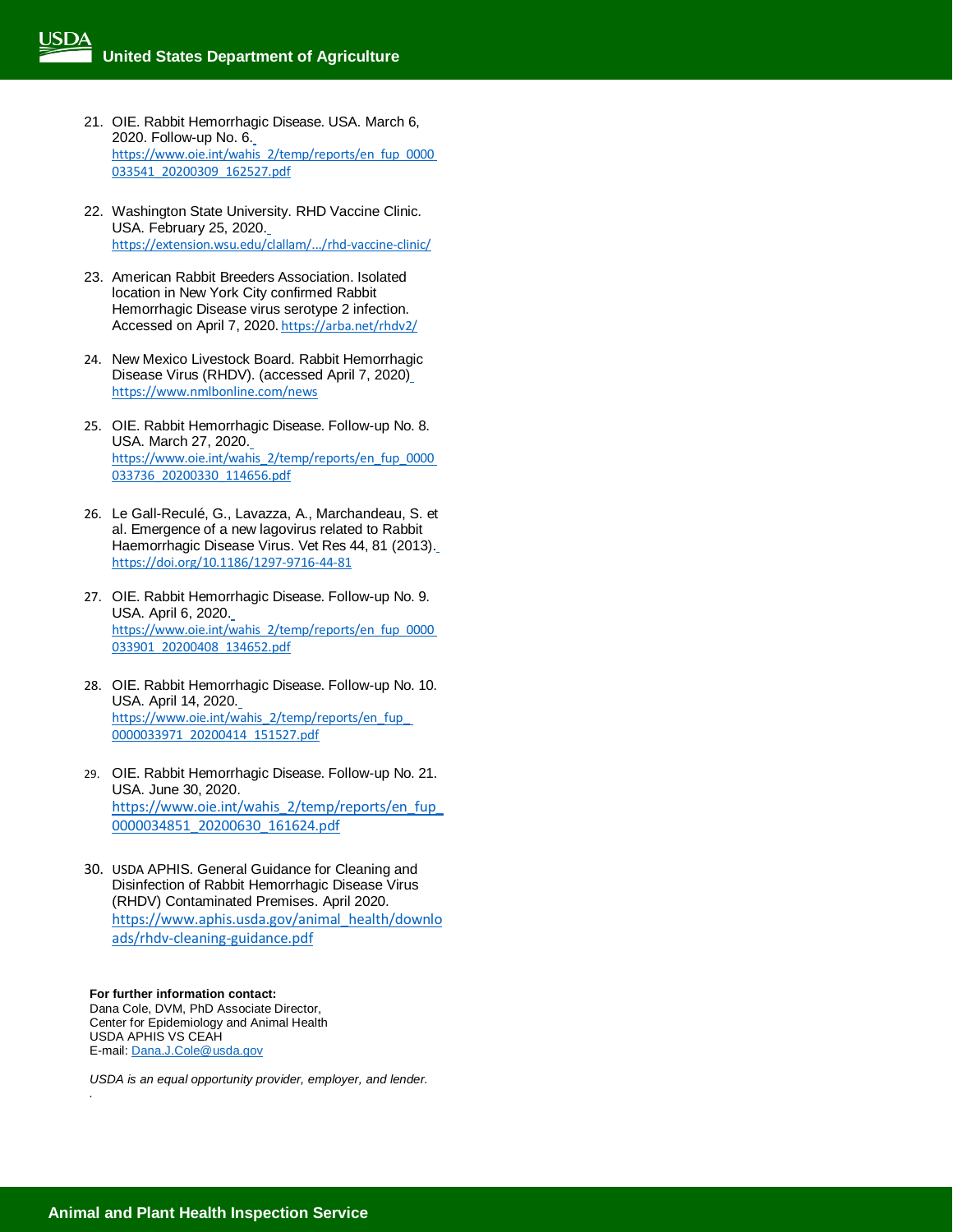21. OIE. Rabbit Hemorrhagic Disease. USA. March 6, 2020. Follow-up No. 6. https://www.oie.int/wahis_2/temp/reports/en_fup_0000033541_20200309_162527.pdf

22. Washington State University. RHD Vaccine Clinic. USA. February 25, 2020. https://extension.wsu.edu/clallam/.../rhd-vaccine-clinic/

23. American Rabbit Breeders Association. Isolated location in New York City confirmed Rabbit Hemorrhagic Disease virus serotype 2 infection. Accessed on April 7, 2020. https://arba.net/rhdv2/

24. New Mexico Livestock Board. Rabbit Hemorrhagic Disease Virus (RHDV). (accessed April 7, 2020) https://www.nmlbonline.com/news

25. OIE. Rabbit Hemorrhagic Disease. Follow-up No. 8. USA. March 27, 2020. https://www.oie.int/wahis_2/temp/reports/en_fup_0000033736_20200330_114656.pdf

26. Le Gall-Reculé, G., Lavazza, A., Marchandeau, S. et al. Emergence of a new lagovirus related to Rabbit Haemorrhagic Disease Virus. Vet Res 44, 81 (2013). https://doi.org/10.1186/1297-9716-44-81

27. OIE. Rabbit Hemorrhagic Disease. Follow-up No. 9. USA. April 6, 2020. https://www.oie.int/wahis_2/temp/reports/en_fup_0000033901_20200408_134652.pdf

28. OIE. Rabbit Hemorrhagic Disease. Follow-up No. 10. USA. April 14, 2020. https://www.oie.int/wahis_2/temp/reports/en_fup_0000033971_20200414_151527.pdf

29. OIE. Rabbit Hemorrhagic Disease. Follow-up No. 21. USA. June 30, 2020. https://www.oie.int/wahis_2/temp/reports/en_fup_0000034851_20200630_161624.pdf

30. USDA APHIS. General Guidance for Cleaning and Disinfection of Rabbit Hemorrhagic Disease Virus (RHDV) Contaminated Premises. April 2020. https://www.aphis.usda.gov/animal_health/downloads/rhdv-cleaning-guidance.pdf

**For further information contact:**
Dana Cole, DVM, PhD Associate Director,
Center for Epidemiology and Animal Health
USDA APHIS VS CEAH
E-mail: Dana.J.Cole@usda.gov

*USDA is an equal opportunity provider, employer, and lender.*